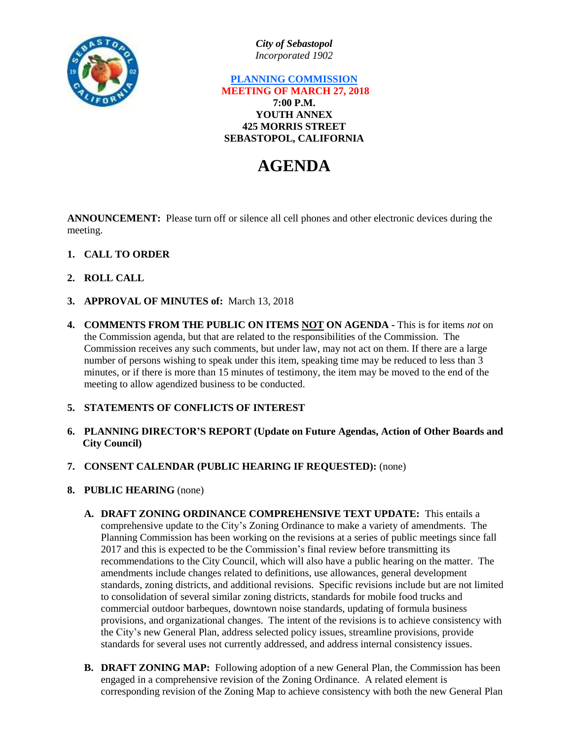*City of Sebastopol*
*Incorporated 1902*

**PLANNING COMMISSION**
**MEETING OF MARCH 27, 2018**
**7:00 P.M.**
**YOUTH ANNEX**
**425 MORRIS STREET**
**SEBASTOPOL, CALIFORNIA**

# AGENDA

**ANNOUNCEMENT:** Please turn off or silence all cell phones and other electronic devices during the meeting.

1. **CALL TO ORDER**

2. **ROLL CALL**

3. **APPROVAL OF MINUTES of:** March 13, 2018

4. **COMMENTS FROM THE PUBLIC ON ITEMS NOT ON AGENDA -** This is for items *not* on the Commission agenda, but that are related to the responsibilities of the Commission. The Commission receives any such comments, but under law, may not act on them. If there are a large number of persons wishing to speak under this item, speaking time may be reduced to less than 3 minutes, or if there is more than 15 minutes of testimony, the item may be moved to the end of the meeting to allow agendized business to be conducted.

5. **STATEMENTS OF CONFLICTS OF INTEREST**

6. **PLANNING DIRECTOR'S REPORT (Update on Future Agendas, Action of Other Boards and City Council)**

7. **CONSENT CALENDAR (PUBLIC HEARING IF REQUESTED):** (none)

8. **PUBLIC HEARING** (none)

   A. **DRAFT ZONING ORDINANCE COMPREHENSIVE TEXT UPDATE:** This entails a comprehensive update to the City's Zoning Ordinance to make a variety of amendments. The Planning Commission has been working on the revisions at a series of public meetings since fall 2017 and this is expected to be the Commission's final review before transmitting its recommendations to the City Council, which will also have a public hearing on the matter. The amendments include changes related to definitions, use allowances, general development standards, zoning districts, and additional revisions. Specific revisions include but are not limited to consolidation of several similar zoning districts, standards for mobile food trucks and commercial outdoor barbeques, downtown noise standards, updating of formula business provisions, and organizational changes. The intent of the revisions is to achieve consistency with the City's new General Plan, address selected policy issues, streamline provisions, provide standards for several uses not currently addressed, and address internal consistency issues.

   B. **DRAFT ZONING MAP:** Following adoption of a new General Plan, the Commission has been engaged in a comprehensive revision of the Zoning Ordinance. A related element is corresponding revision of the Zoning Map to achieve consistency with both the new General Plan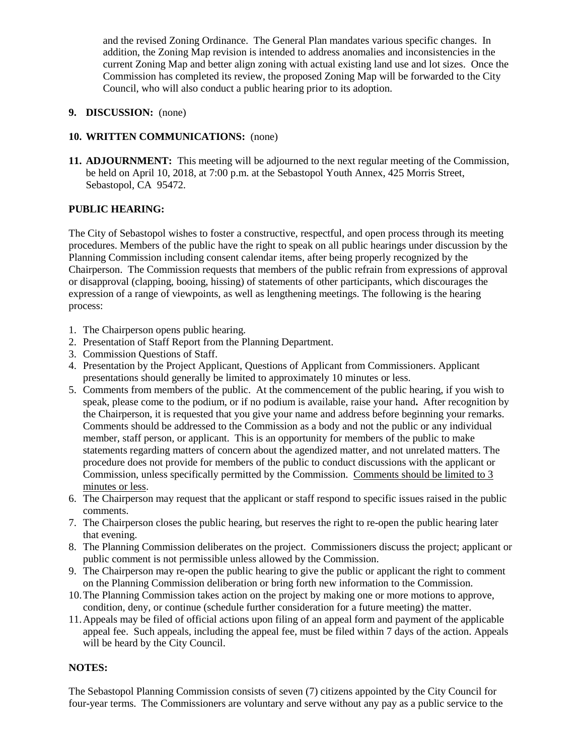and the revised Zoning Ordinance. The General Plan mandates various specific changes. In addition, the Zoning Map revision is intended to address anomalies and inconsistencies in the current Zoning Map and better align zoning with actual existing land use and lot sizes. Once the Commission has completed its review, the proposed Zoning Map will be forwarded to the City Council, who will also conduct a public hearing prior to its adoption.

**9. DISCUSSION:** (none)

**10. WRITTEN COMMUNICATIONS:** (none)

**11. ADJOURNMENT:** This meeting will be adjourned to the next regular meeting of the Commission, be held on April 10, 2018, at 7:00 p.m. at the Sebastopol Youth Annex, 425 Morris Street, Sebastopol, CA 95472.

**PUBLIC HEARING:**

The City of Sebastopol wishes to foster a constructive, respectful, and open process through its meeting procedures. Members of the public have the right to speak on all public hearings under discussion by the Planning Commission including consent calendar items, after being properly recognized by the Chairperson. The Commission requests that members of the public refrain from expressions of approval or disapproval (clapping, booing, hissing) of statements of other participants, which discourages the expression of a range of viewpoints, as well as lengthening meetings. The following is the hearing process:

1. The Chairperson opens public hearing.
2. Presentation of Staff Report from the Planning Department.
3. Commission Questions of Staff.
4. Presentation by the Project Applicant, Questions of Applicant from Commissioners. Applicant presentations should generally be limited to approximately 10 minutes or less.
5. Comments from members of the public. At the commencement of the public hearing, if you wish to speak, please come to the podium, or if no podium is available, raise your hand**.** After recognition by the Chairperson, it is requested that you give your name and address before beginning your remarks. Comments should be addressed to the Commission as a body and not the public or any individual member, staff person, or applicant. This is an opportunity for members of the public to make statements regarding matters of concern about the agendized matter, and not unrelated matters. The procedure does not provide for members of the public to conduct discussions with the applicant or Commission, unless specifically permitted by the Commission. <u>Comments should be limited to 3 minutes or less</u>.
6. The Chairperson may request that the applicant or staff respond to specific issues raised in the public comments.
7. The Chairperson closes the public hearing, but reserves the right to re-open the public hearing later that evening.
8. The Planning Commission deliberates on the project. Commissioners discuss the project; applicant or public comment is not permissible unless allowed by the Commission.
9. The Chairperson may re-open the public hearing to give the public or applicant the right to comment on the Planning Commission deliberation or bring forth new information to the Commission.
10. The Planning Commission takes action on the project by making one or more motions to approve, condition, deny, or continue (schedule further consideration for a future meeting) the matter.
11. Appeals may be filed of official actions upon filing of an appeal form and payment of the applicable appeal fee. Such appeals, including the appeal fee, must be filed within 7 days of the action. Appeals will be heard by the City Council.

**NOTES:**

The Sebastopol Planning Commission consists of seven (7) citizens appointed by the City Council for four-year terms. The Commissioners are voluntary and serve without any pay as a public service to the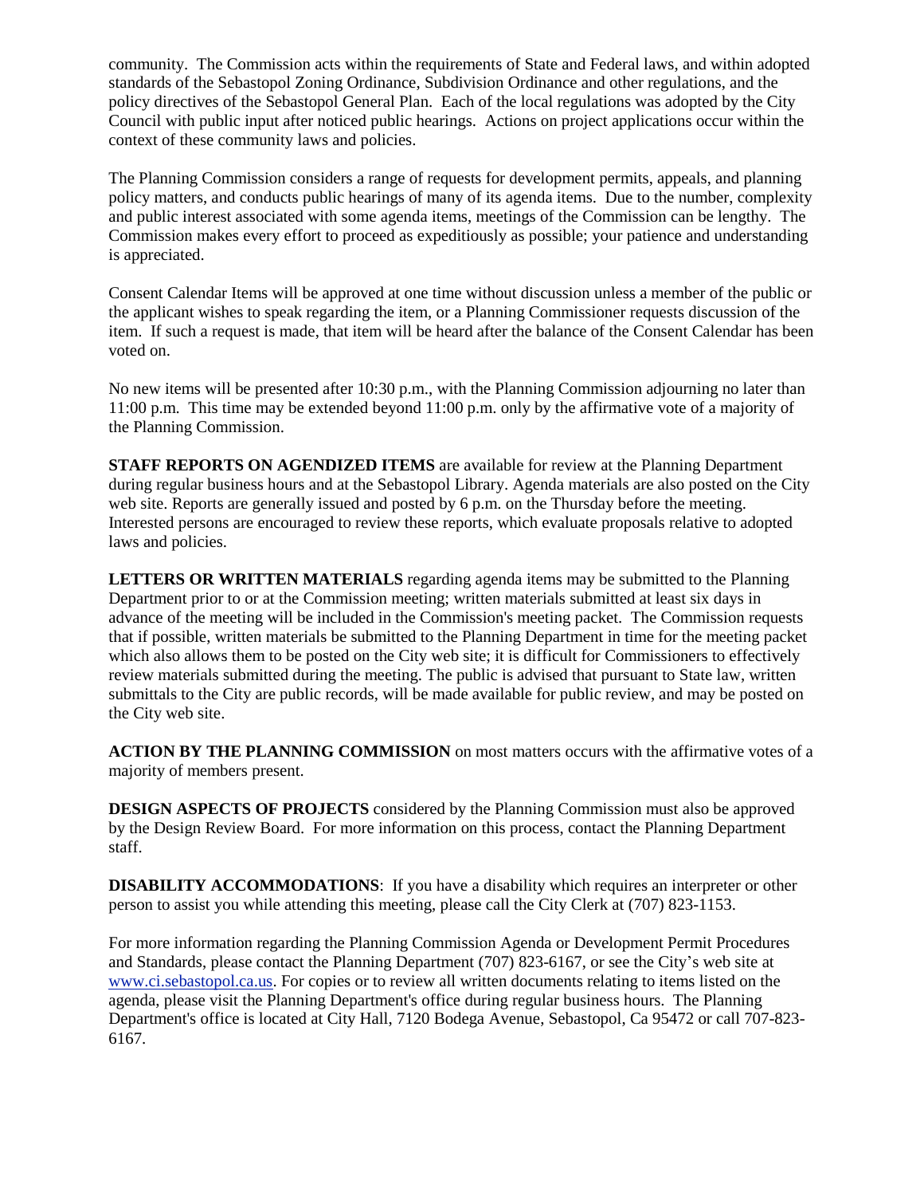community. The Commission acts within the requirements of State and Federal laws, and within adopted standards of the Sebastopol Zoning Ordinance, Subdivision Ordinance and other regulations, and the policy directives of the Sebastopol General Plan. Each of the local regulations was adopted by the City Council with public input after noticed public hearings. Actions on project applications occur within the context of these community laws and policies.

The Planning Commission considers a range of requests for development permits, appeals, and planning policy matters, and conducts public hearings of many of its agenda items. Due to the number, complexity and public interest associated with some agenda items, meetings of the Commission can be lengthy. The Commission makes every effort to proceed as expeditiously as possible; your patience and understanding is appreciated.

Consent Calendar Items will be approved at one time without discussion unless a member of the public or the applicant wishes to speak regarding the item, or a Planning Commissioner requests discussion of the item. If such a request is made, that item will be heard after the balance of the Consent Calendar has been voted on.

No new items will be presented after 10:30 p.m., with the Planning Commission adjourning no later than 11:00 p.m. This time may be extended beyond 11:00 p.m. only by the affirmative vote of a majority of the Planning Commission.

**STAFF REPORTS ON AGENDIZED ITEMS** are available for review at the Planning Department during regular business hours and at the Sebastopol Library. Agenda materials are also posted on the City web site. Reports are generally issued and posted by 6 p.m. on the Thursday before the meeting. Interested persons are encouraged to review these reports, which evaluate proposals relative to adopted laws and policies.

**LETTERS OR WRITTEN MATERIALS** regarding agenda items may be submitted to the Planning Department prior to or at the Commission meeting; written materials submitted at least six days in advance of the meeting will be included in the Commission's meeting packet. The Commission requests that if possible, written materials be submitted to the Planning Department in time for the meeting packet which also allows them to be posted on the City web site; it is difficult for Commissioners to effectively review materials submitted during the meeting. The public is advised that pursuant to State law, written submittals to the City are public records, will be made available for public review, and may be posted on the City web site.

**ACTION BY THE PLANNING COMMISSION** on most matters occurs with the affirmative votes of a majority of members present.

**DESIGN ASPECTS OF PROJECTS** considered by the Planning Commission must also be approved by the Design Review Board. For more information on this process, contact the Planning Department staff.

**DISABILITY ACCOMMODATIONS**: If you have a disability which requires an interpreter or other person to assist you while attending this meeting, please call the City Clerk at (707) 823-1153.

For more information regarding the Planning Commission Agenda or Development Permit Procedures and Standards, please contact the Planning Department (707) 823-6167, or see the City's web site at [www.ci.sebastopol.ca.us](http://www.ci.sebastopol.ca.us). For copies or to review all written documents relating to items listed on the agenda, please visit the Planning Department's office during regular business hours. The Planning Department's office is located at City Hall, 7120 Bodega Avenue, Sebastopol, Ca 95472 or call 707-823-6167.